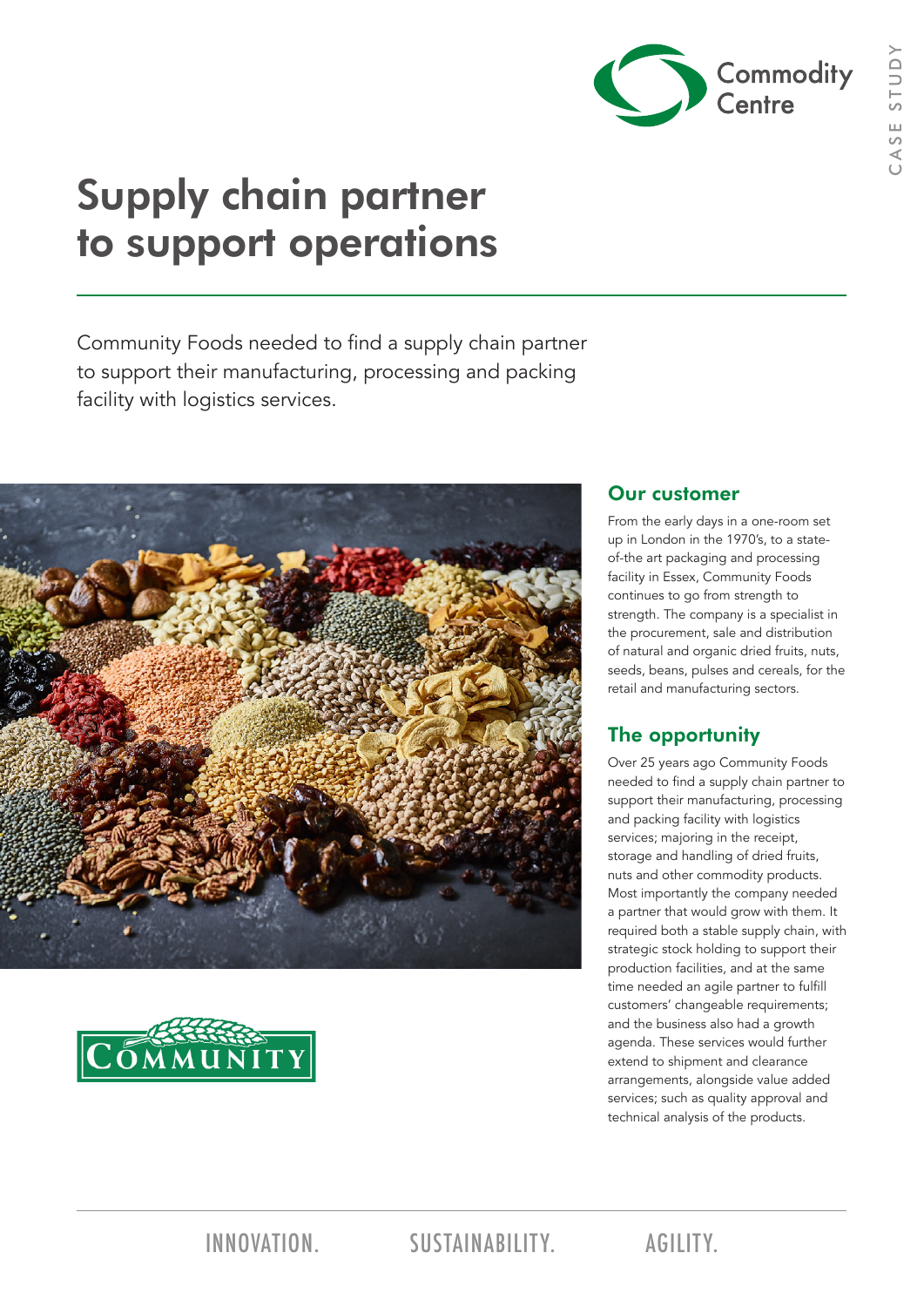Commodity Centre

CASE STUDY

# Supply chain partner to support operations

Community Foods needed to find a supply chain partner to support their manufacturing, processing and packing facility with logistics services.

COMMUNITY

## Our customer

From the early days in a one-room set up in London in the 1970's, to a state-of-the art packaging and processing facility in Essex, Community Foods continues to go from strength to strength. The company is a specialist in the procurement, sale and distribution of natural and organic dried fruits, nuts, seeds, beans, pulses and cereals, for the retail and manufacturing sectors.

## The opportunity

Over 25 years ago Community Foods needed to find a supply chain partner to support their manufacturing, processing and packing facility with logistics services; majoring in the receipt, storage and handling of dried fruits, nuts and other commodity products. Most importantly the company needed a partner that would grow with them. It required both a stable supply chain, with strategic stock holding to support their production facilities, and at the same time needed an agile partner to fulfill customers' changeable requirements; and the business also had a growth agenda. These services would further extend to shipment and clearance arrangements, alongside value added services; such as quality approval and technical analysis of the products.

INNOVATION. SUSTAINABILITY. AGILITY.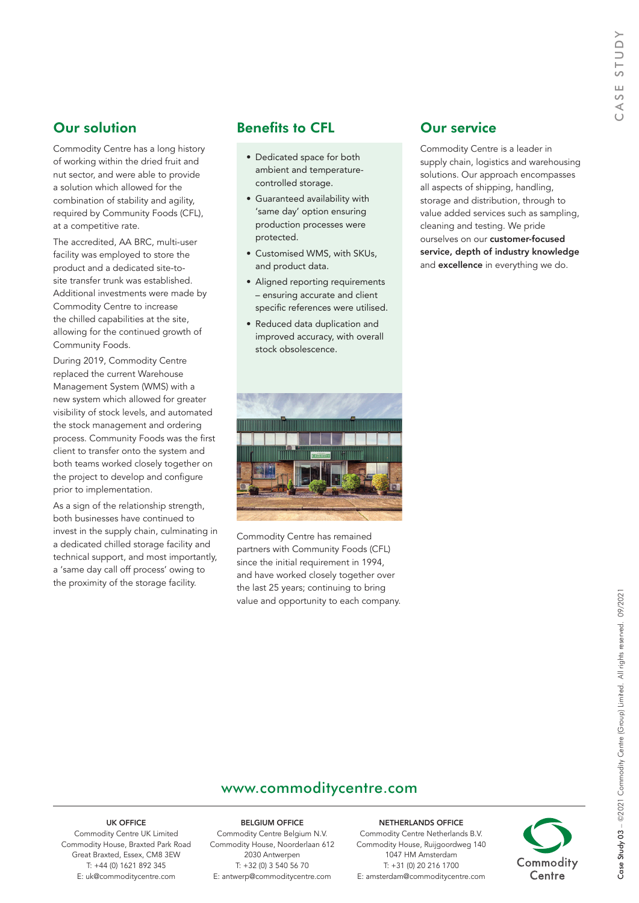## Our solution

Commodity Centre has a long history of working within the dried fruit and nut sector, and were able to provide a solution which allowed for the combination of stability and agility, required by Community Foods (CFL), at a competitive rate.

The accredited, AA BRC, multi-user facility was employed to store the product and a dedicated site-to-site transfer trunk was established. Additional investments were made by Commodity Centre to increase the chilled capabilities at the site, allowing for the continued growth of Community Foods.

During 2019, Commodity Centre replaced the current Warehouse Management System (WMS) with a new system which allowed for greater visibility of stock levels, and automated the stock management and ordering process. Community Foods was the first client to transfer onto the system and both teams worked closely together on the project to develop and configure prior to implementation.

As a sign of the relationship strength, both businesses have continued to invest in the supply chain, culminating in a dedicated chilled storage facility and technical support, and most importantly, a 'same day call off process' owing to the proximity of the storage facility.

## Benefits to CFL

- Dedicated space for both ambient and temperature-controlled storage.
- Guaranteed availability with 'same day' option ensuring production processes were protected.
- Customised WMS, with SKUs, and product data.
- Aligned reporting requirements – ensuring accurate and client specific references were utilised.
- Reduced data duplication and improved accuracy, with overall stock obsolescence.

Commodity Centre has remained partners with Community Foods (CFL) since the initial requirement in 1994, and have worked closely together over the last 25 years; continuing to bring value and opportunity to each company.

## Our service

Commodity Centre is a leader in supply chain, logistics and warehousing solutions. Our approach encompasses all aspects of shipping, handling, storage and distribution, through to value added services such as sampling, cleaning and testing. We pride ourselves on our **customer-focused service, depth of industry knowledge** and **excellence** in everything we do.

www.commoditycentre.com

**UK OFFICE**
Commodity Centre UK Limited
Commodity House, Braxted Park Road
Great Braxted, Essex, CM8 3EW
T: +44 (0) 1621 892 345
E: uk@commoditycentre.com

**BELGIUM OFFICE**
Commodity Centre Belgium N.V.
Commodity House, Noorderlaan 612
2030 Antwerpen
T: +32 (0) 3 540 56 70
E: antwerp@commoditycentre.com

**NETHERLANDS OFFICE**
Commodity Centre Netherlands B.V.
Commodity House, Ruijgoordweg 140
1047 HM Amsterdam
T: +31 (0) 20 216 1700
E: amsterdam@commoditycentre.com

Commodity Centre

Case Study 03 – ©2021 Commodity Centre (Group) Limited. All rights reserved. 09/2021